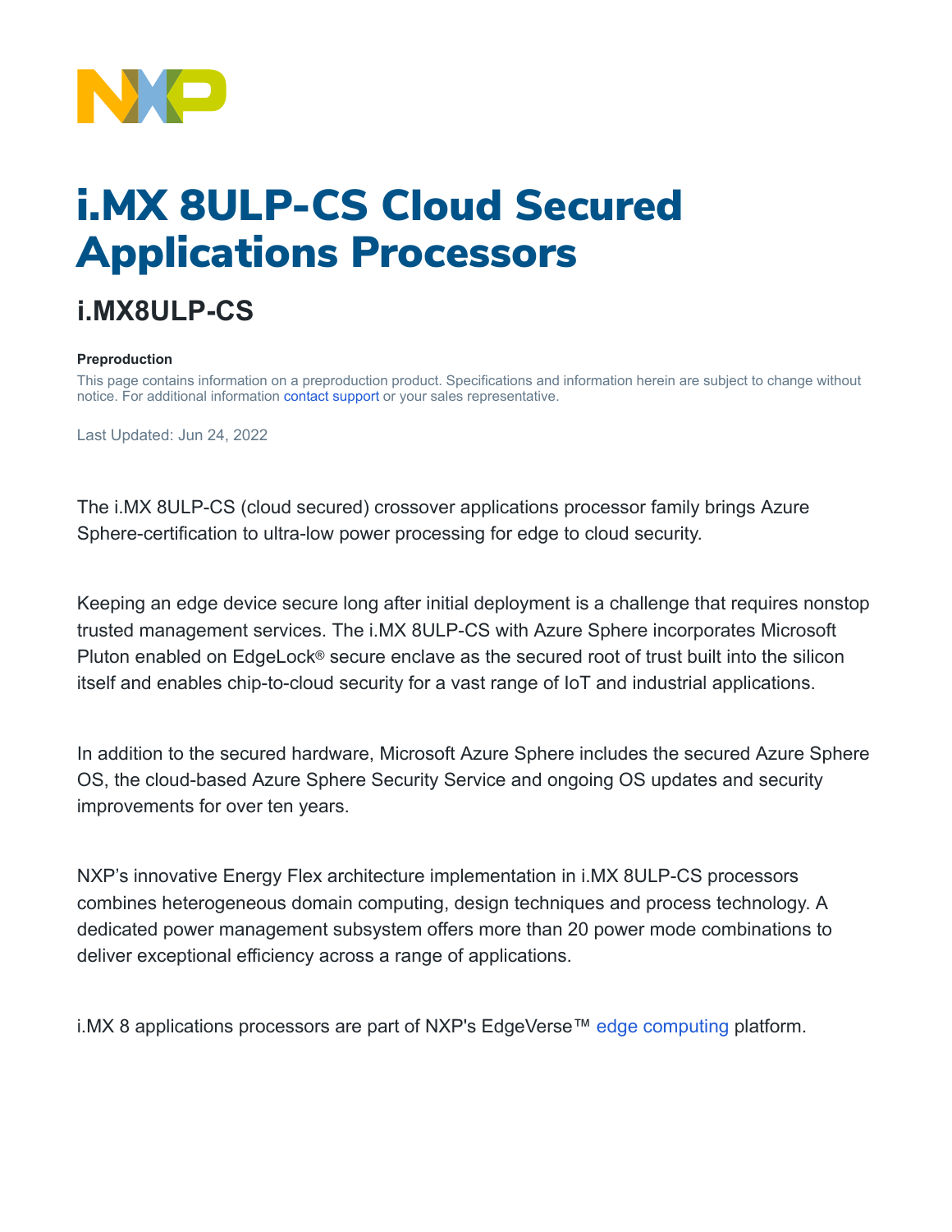# i.MX 8ULP-CS Cloud Secured Applications Processors

## i.MX8ULP-CS

**Preproduction**

This page contains information on a preproduction product. Specifications and information herein are subject to change without notice. For additional information contact support or your sales representative.

Last Updated: Jun 24, 2022

The i.MX 8ULP-CS (cloud secured) crossover applications processor family brings Azure Sphere-certification to ultra-low power processing for edge to cloud security.

Keeping an edge device secure long after initial deployment is a challenge that requires nonstop trusted management services. The i.MX 8ULP-CS with Azure Sphere incorporates Microsoft Pluton enabled on EdgeLock® secure enclave as the secured root of trust built into the silicon itself and enables chip-to-cloud security for a vast range of IoT and industrial applications.

In addition to the secured hardware, Microsoft Azure Sphere includes the secured Azure Sphere OS, the cloud-based Azure Sphere Security Service and ongoing OS updates and security improvements for over ten years.

NXP's innovative Energy Flex architecture implementation in i.MX 8ULP-CS processors combines heterogeneous domain computing, design techniques and process technology. A dedicated power management subsystem offers more than 20 power mode combinations to deliver exceptional efficiency across a range of applications.

i.MX 8 applications processors are part of NXP's EdgeVerse™ edge computing platform.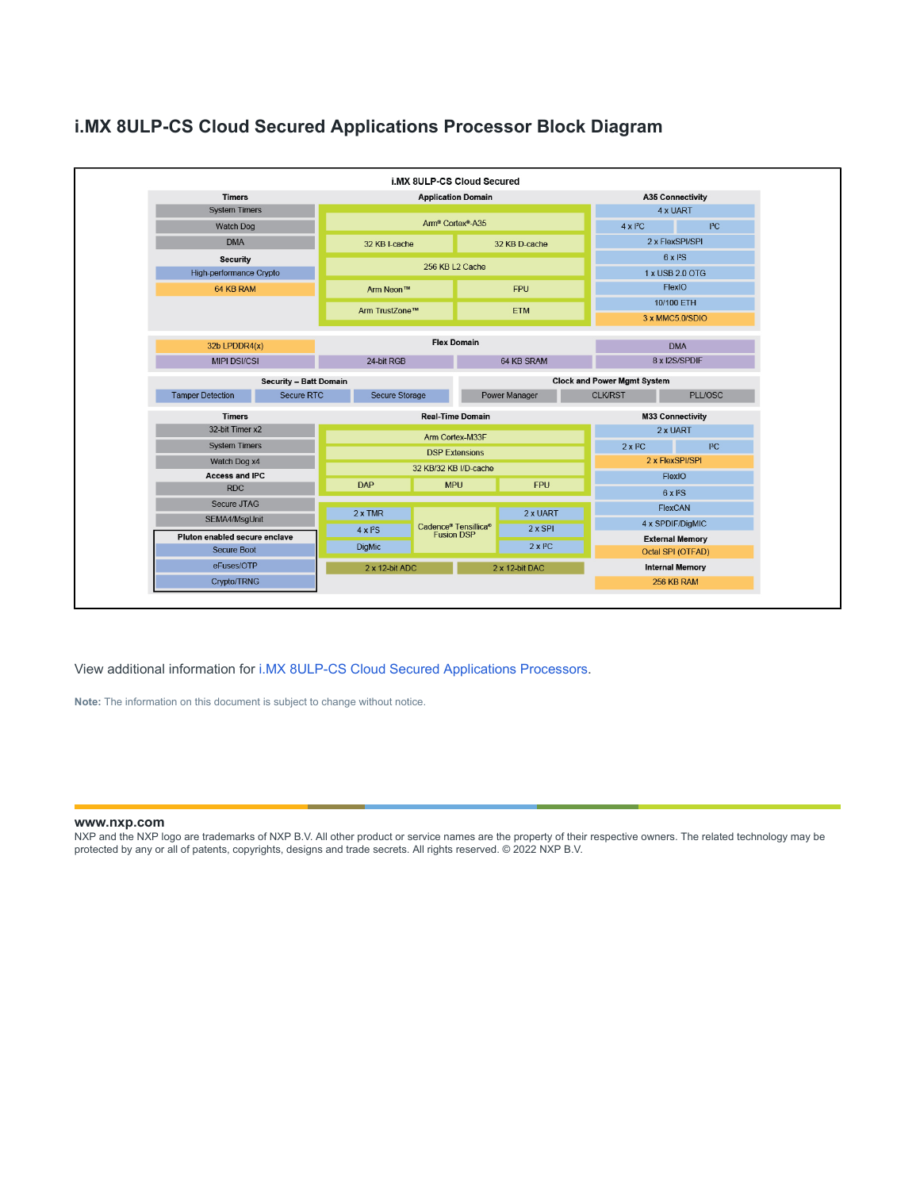## i.MX 8ULP-CS Cloud Secured Applications Processor Block Diagram

i.MX 8ULP-CS Cloud Secured

**Timers**
System Timers
Watch Dog
DMA

**Security**
High-performance Crypto
64 KB RAM

**Application Domain**
Arm® Cortex®-A35
32 KB I-cache
32 KB D-cache
256 KB L2 Cache
Arm Neon™
FPU
Arm TrustZone™
ETM

**A35 Connectivity**
4 x UART
4 x I²C
I³C
2 x FlexSPI/SPI
6 x I²S
1 x USB 2.0 OTG
FlexIO
10/100 ETH
3 x MMC5.0/SDIO

**Flex Domain**
32b LPDDR4(x)
MIPI DSI/CSI
24-bit RGB
64 KB SRAM
DMA
8 x I2S/SPDIF

**Security – Batt Domain**
Tamper Detection
Secure RTC
Secure Storage

**Clock and Power Mgmt System**
Power Manager
CLK/RST
PLL/OSC

**Timers**
32-bit Timer x2
System Timers
Watch Dog x4

**Access and IPC**
RDC
Secure JTAG
SEMA4/MsgUnit

**Pluton enabled secure enclave**
Secure Boot
eFuses/OTP
Crypto/TRNG

**Real-Time Domain**
Arm Cortex-M33F
DSP Extensions
32 KB/32 KB I/D-cache
DAP
MPU
FPU
2 x TMR
4 x I²S
DigMic
Cadence® Tensillica® Fusion DSP
2 x UART
2 x SPI
2 x I²C
2 x 12-bit ADC
2 x 12-bit DAC

**M33 Connectivity**
2 x UART
2 x I²C
I³C
2 x FlexSPI/SPI
FlexIO
6 x I²S
FlexCAN
4 x SPDIF/DigMIC

**External Memory**
Octal SPI (OTFAD)

**Internal Memory**
256 KB RAM

View additional information for i.MX 8ULP-CS Cloud Secured Applications Processors.

**Note:** The information on this document is subject to change without notice.

**www.nxp.com**
NXP and the NXP logo are trademarks of NXP B.V. All other product or service names are the property of their respective owners. The related technology may be protected by any or all of patents, copyrights, designs and trade secrets. All rights reserved. © 2022 NXP B.V.